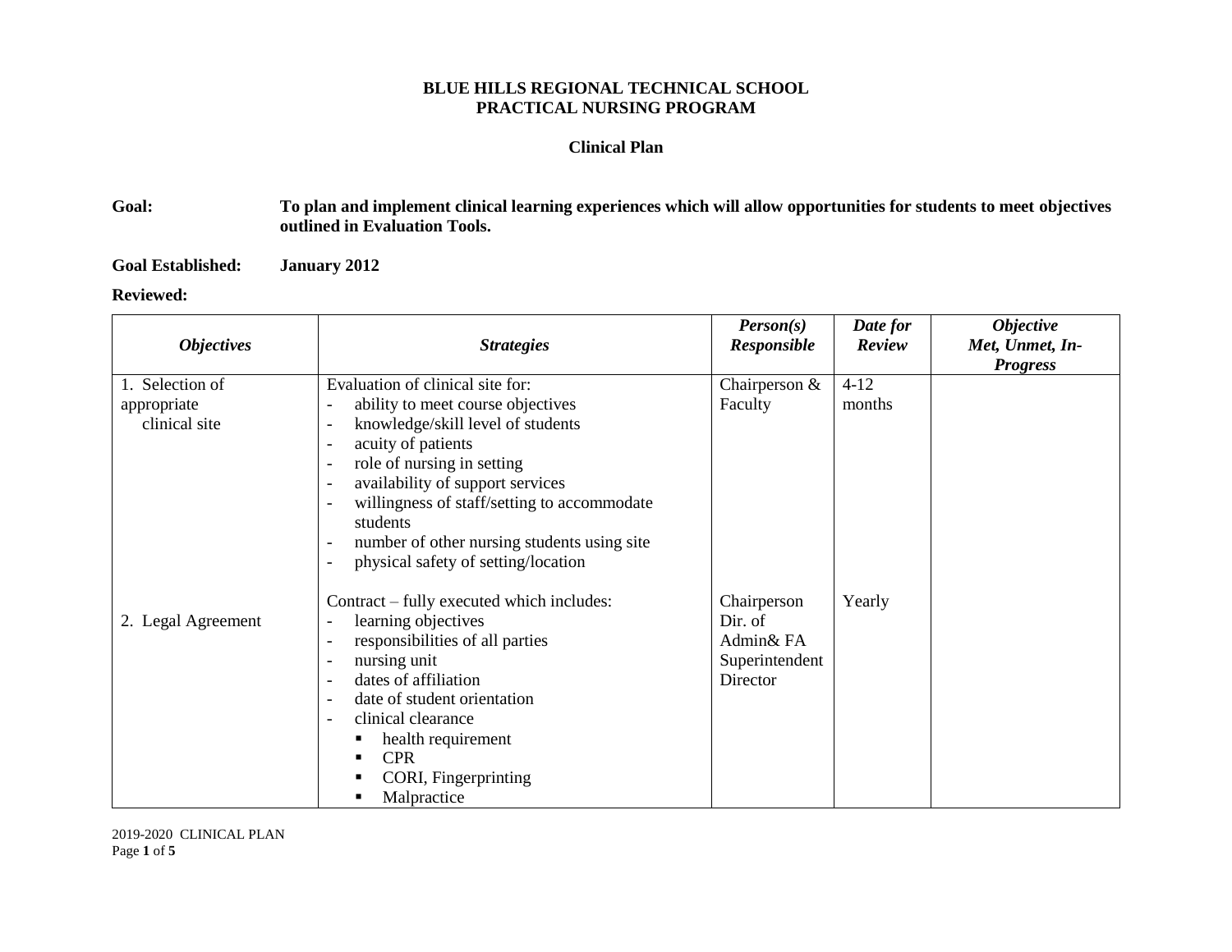# BLUE HILLS REGIONAL TECHNICAL SCHOOL
## PRACTICAL NURSING PROGRAM

### Clinical Plan

**Goal:** **To plan and implement clinical learning experiences which will allow opportunities for students to meet objectives outlined in Evaluation Tools.**

**Goal Established:** **January 2012**

**Reviewed:**

| *Objectives* | *Strategies* | *Person(s) Responsible* | *Date for Review* | *Objective Met, Unmet, In-Progress* |
|---|---|---|---|---|
| 1. Selection of appropriate clinical site | Evaluation of clinical site for:<br>- ability to meet course objectives<br>- knowledge/skill level of students<br>- acuity of patients<br>- role of nursing in setting<br>- availability of support services<br>- willingness of staff/setting to accommodate students<br>- number of other nursing students using site<br>- physical safety of setting/location | Chairperson & Faculty | 4-12 months | |
| 2. Legal Agreement | Contract – fully executed which includes:<br>- learning objectives<br>- responsibilities of all parties<br>- nursing unit<br>- dates of affiliation<br>- date of student orientation<br>- clinical clearance<br>&nbsp;&nbsp;▪ health requirement<br>&nbsp;&nbsp;▪ CPR<br>&nbsp;&nbsp;▪ CORI, Fingerprinting<br>&nbsp;&nbsp;▪ Malpractice | Chairperson<br>Dir. of Admin& FA<br>Superintendent<br>Director | Yearly | |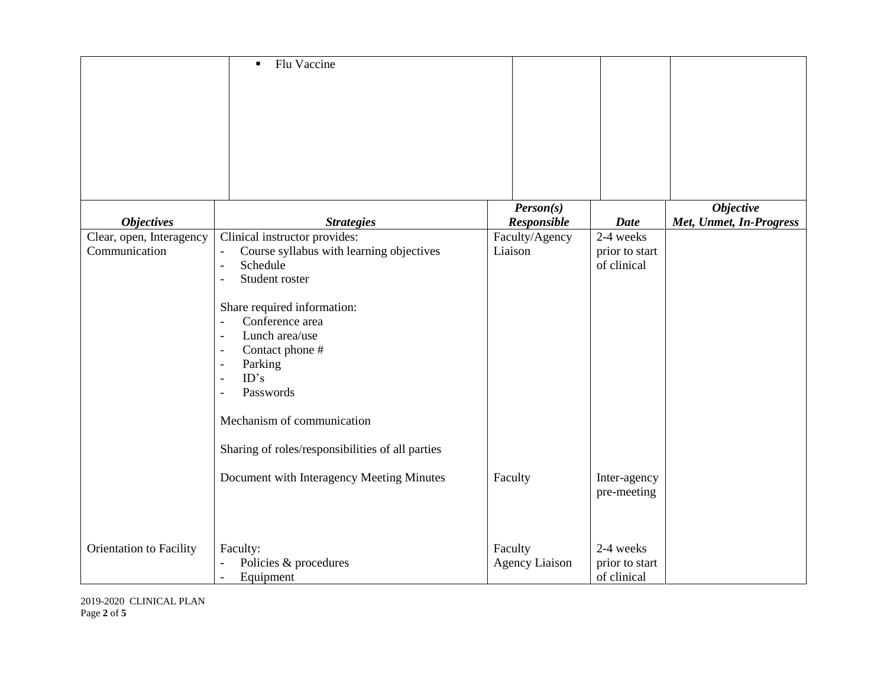| | | | | |
|---|---|---|---|---|
| | ▪ Flu Vaccine | | | |

| ***Objectives*** | ***Strategies*** | ***Person(s) Responsible*** | ***Date*** | ***Objective Met, Unmet, In-Progress*** |
|---|---|---|---|---|
| Clear, open, Interagency Communication | Clinical instructor provides:<br>- Course syllabus with learning objectives<br>- Schedule<br>- Student roster<br><br>Share required information:<br>- Conference area<br>- Lunch area/use<br>- Contact phone #<br>- Parking<br>- ID's<br>- Passwords<br><br>Mechanism of communication<br><br>Sharing of roles/responsibilities of all parties | Faculty/Agency Liaison | 2-4 weeks prior to start of clinical | |
| | Document with Interagency Meeting Minutes | Faculty | Inter-agency pre-meeting | |
| Orientation to Facility | Faculty:<br>- Policies & procedures<br>- Equipment | Faculty<br>Agency Liaison | 2-4 weeks prior to start of clinical | |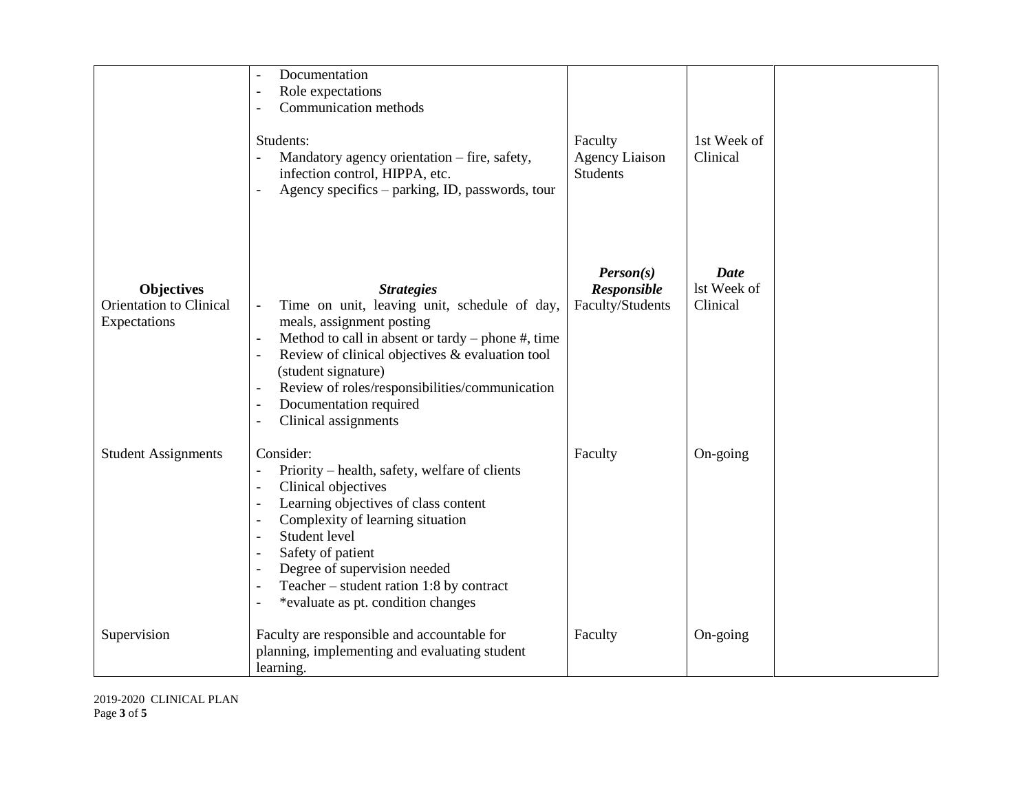| | | | | |
|---|---|---|---|---|
| | - Documentation<br>- Role expectations<br>- Communication methods | | | |
| | Students:<br>- Mandatory agency orientation – fire, safety, infection control, HIPPA, etc.<br>- Agency specifics – parking, ID, passwords, tour | Faculty<br>Agency Liaison<br>Students | 1st Week of Clinical | |
| **Objectives** | ***Strategies*** | ***Person(s) Responsible*** | ***Date*** | |
| Orientation to Clinical Expectations | - Time on unit, leaving unit, schedule of day, meals, assignment posting<br>- Method to call in absent or tardy – phone #, time<br>- Review of clinical objectives & evaluation tool (student signature)<br>- Review of roles/responsibilities/communication<br>- Documentation required<br>- Clinical assignments | Faculty/Students | lst Week of Clinical | |
| Student Assignments | Consider:<br>- Priority – health, safety, welfare of clients<br>- Clinical objectives<br>- Learning objectives of class content<br>- Complexity of learning situation<br>- Student level<br>- Safety of patient<br>- Degree of supervision needed<br>- Teacher – student ration 1:8 by contract<br>- *evaluate as pt. condition changes | Faculty | On-going | |
| Supervision | Faculty are responsible and accountable for planning, implementing and evaluating student learning. | Faculty | On-going | |

2019-2020 CLINICAL PLAN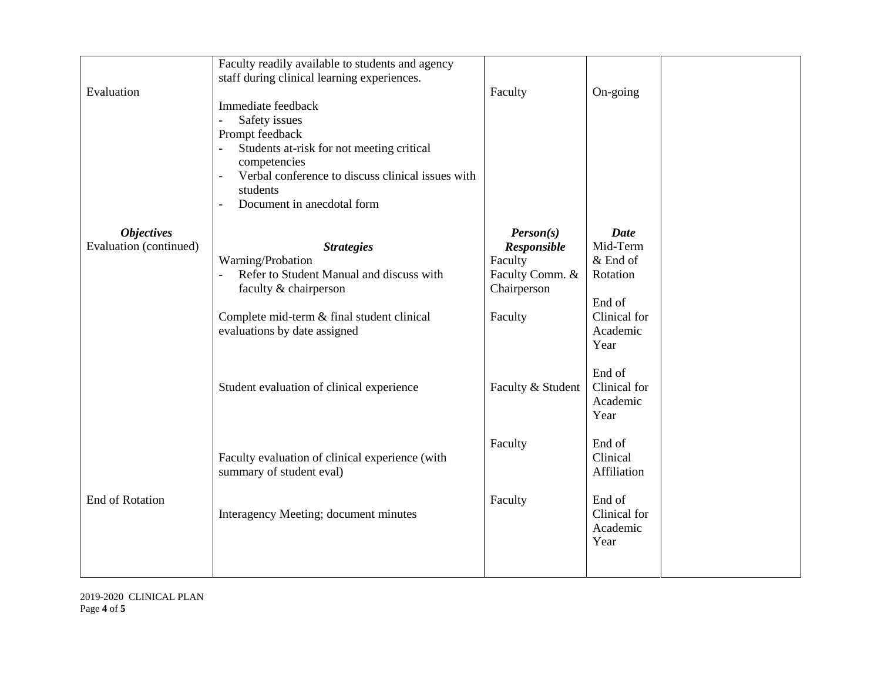| | | | | |
|---|---|---|---|---|
| Evaluation | Faculty readily available to students and agency staff during clinical learning experiences.<br><br>Immediate feedback<br>- Safety issues<br>Prompt feedback<br>- Students at-risk for not meeting critical competencies<br>- Verbal conference to discuss clinical issues with students<br>- Document in anecdotal form | Faculty | On-going | |
| ***Objectives*** | ***Strategies*** | ***Person(s) Responsible*** | ***Date*** | |
| Evaluation (continued) | Warning/Probation<br>- Refer to Student Manual and discuss with faculty & chairperson | Faculty<br>Faculty Comm. & Chairperson | Mid-Term & End of Rotation | |
| | Complete mid-term & final student clinical evaluations by date assigned | Faculty | End of Clinical for Academic Year | |
| | Student evaluation of clinical experience | Faculty & Student | End of Clinical for Academic Year | |
| | Faculty evaluation of clinical experience (with summary of student eval) | Faculty | End of Clinical Affiliation | |
| End of Rotation | Interagency Meeting; document minutes | Faculty | End of Clinical for Academic Year | |

2019-2020 CLINICAL PLAN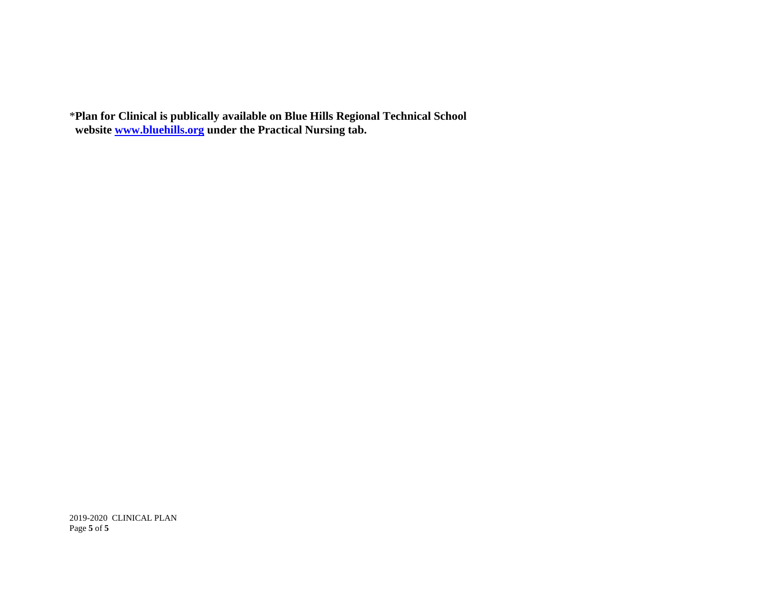*Plan for Clinical is publically available on Blue Hills Regional Technical School website [www.bluehills.org](http://www.bluehills.org) under the Practical Nursing tab.**